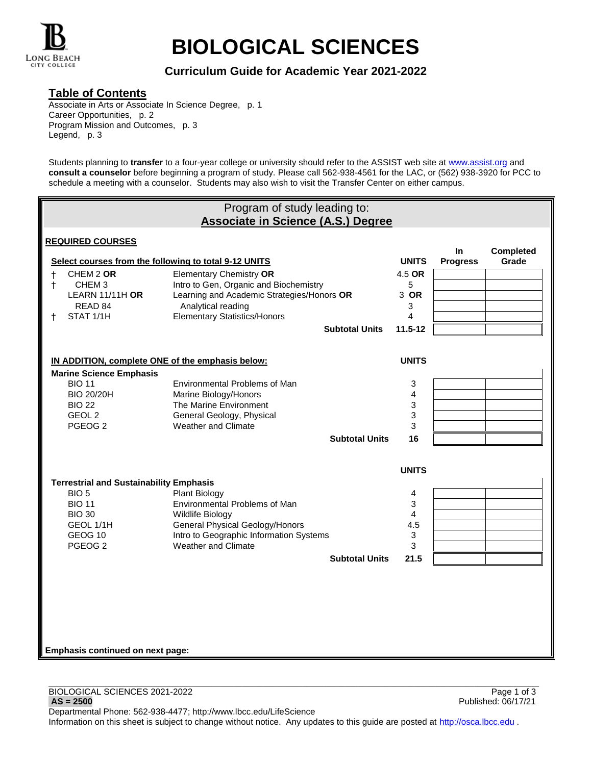# BIOLOGICAL SCIENCES

### Curriculum Guide for Academic Year 2021-2022

## Table of Contents

Associate in Arts or Associate In Science Degree, p. 1
Career Opportunities, p. 2
Program Mission and Outcomes, p. 3
Legend, p. 3

Students planning to **transfer** to a four-year college or university should refer to the ASSIST web site at www.assist.org and **consult a counselor** before beginning a program of study. Please call 562-938-4561 for the LAC, or (562) 938-3920 for PCC to schedule a meeting with a counselor. Students may also wish to visit the Transfer Center on either campus.

## Program of study leading to: Associate in Science (A.S.) Degree

**REQUIRED COURSES**

**Select courses from the following to total 9-12 UNITS**

| | Course | Title | UNITS | In Progress | Completed Grade |
|---|---|---|---|---|---|
| † | CHEM 2 **OR** | Elementary Chemistry **OR** | 4.5 **OR** | | |
| † | CHEM 3 | Intro to Gen, Organic and Biochemistry | 5 | | |
| | LEARN 11/11H **OR** | Learning and Academic Strategies/Honors **OR** | 3 **OR** | | |
| | READ 84 | Analytical reading | 3 | | |
| † | STAT 1/1H | Elementary Statistics/Honors | 4 | | |
| | | **Subtotal Units** | **11.5-12** | | |

**IN ADDITION, complete ONE of the emphasis below:**

**Marine Science Emphasis**

| Course | Title | UNITS | In Progress | Completed Grade |
|---|---|---|---|---|
| BIO 11 | Environmental Problems of Man | 3 | | |
| BIO 20/20H | Marine Biology/Honors | 4 | | |
| BIO 22 | The Marine Environment | 3 | | |
| GEOL 2 | General Geology, Physical | 3 | | |
| PGEOG 2 | Weather and Climate | 3 | | |
| | **Subtotal Units** | **16** | | |

**Terrestrial and Sustainability Emphasis**

| Course | Title | UNITS | In Progress | Completed Grade |
|---|---|---|---|---|
| BIO 5 | Plant Biology | 4 | | |
| BIO 11 | Environmental Problems of Man | 3 | | |
| BIO 30 | Wildlife Biology | 4 | | |
| GEOL 1/1H | General Physical Geology/Honors | 4.5 | | |
| GEOG 10 | Intro to Geographic Information Systems | 3 | | |
| PGEOG 2 | Weather and Climate | 3 | | |
| | **Subtotal Units** | **21.5** | | |

**Emphasis continued on next page:**

**AS = 2500**

Departmental Phone: 562-938-4477; http://www.lbcc.edu/LifeScience
Information on this sheet is subject to change without notice. Any updates to this guide are posted at http://osca.lbcc.edu .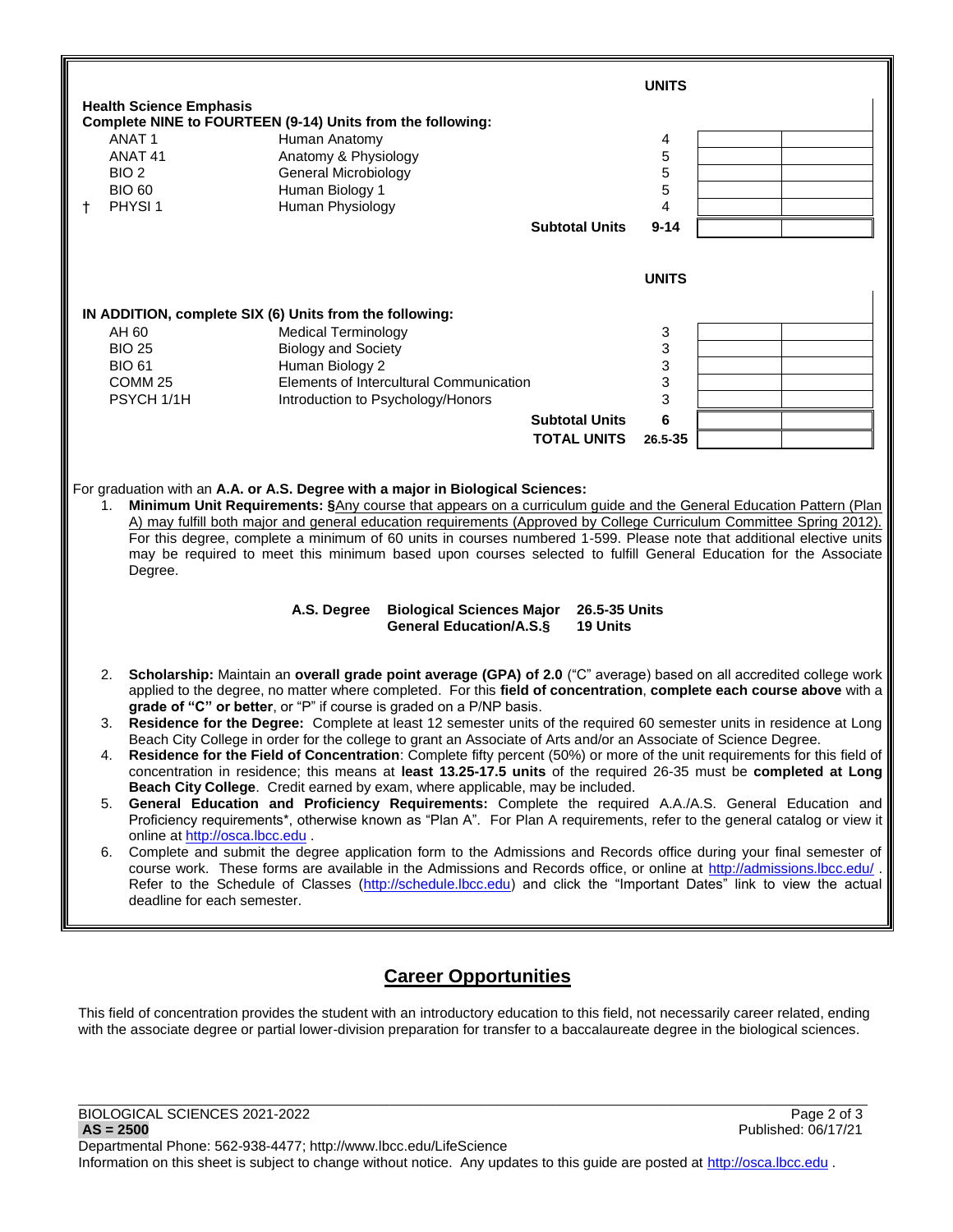## Health Science Emphasis

**Complete NINE to FOURTEEN (9-14) Units from the following:**

| | Course | Title | UNITS | | |
|---|---|---|---|---|---|
| | ANAT 1 | Human Anatomy | 4 | | |
| | ANAT 41 | Anatomy & Physiology | 5 | | |
| | BIO 2 | General Microbiology | 5 | | |
| | BIO 60 | Human Biology 1 | 5 | | |
| † | PHYSI 1 | Human Physiology | 4 | | |
| | | **Subtotal Units** | **9-14** | | |

**IN ADDITION, complete SIX (6) Units from the following:**

| Course | Title | UNITS | | |
|---|---|---|---|---|
| AH 60 | Medical Terminology | 3 | | |
| BIO 25 | Biology and Society | 3 | | |
| BIO 61 | Human Biology 2 | 3 | | |
| COMM 25 | Elements of Intercultural Communication | 3 | | |
| PSYCH 1/1H | Introduction to Psychology/Honors | 3 | | |
| | **Subtotal Units** | **6** | | |
| | **TOTAL UNITS** | **26.5-35** | | |

For graduation with an **A.A. or A.S. Degree with a major in Biological Sciences:**

1. **Minimum Unit Requirements: §**Any course that appears on a curriculum guide and the General Education Pattern (Plan A) may fulfill both major and general education requirements (Approved by College Curriculum Committee Spring 2012). For this degree, complete a minimum of 60 units in courses numbered 1-599. Please note that additional elective units may be required to meet this minimum based upon courses selected to fulfill General Education for the Associate Degree.

| | | |
|---|---|---|
| **A.S. Degree** | **Biological Sciences Major** | **26.5-35 Units** |
| | **General Education/A.S.§** | **19 Units** |

2. **Scholarship:** Maintain an **overall grade point average (GPA) of 2.0** ("C" average) based on all accredited college work applied to the degree, no matter where completed. For this **field of concentration**, **complete each course above** with a **grade of "C" or better**, or "P" if course is graded on a P/NP basis.
3. **Residence for the Degree:** Complete at least 12 semester units of the required 60 semester units in residence at Long Beach City College in order for the college to grant an Associate of Arts and/or an Associate of Science Degree.
4. **Residence for the Field of Concentration**: Complete fifty percent (50%) or more of the unit requirements for this field of concentration in residence; this means at **least 13.25-17.5 units** of the required 26-35 must be **completed at Long Beach City College**. Credit earned by exam, where applicable, may be included.
5. **General Education and Proficiency Requirements:** Complete the required A.A./A.S. General Education and Proficiency requirements*, otherwise known as "Plan A". For Plan A requirements, refer to the general catalog or view it online at http://osca.lbcc.edu .
6. Complete and submit the degree application form to the Admissions and Records office during your final semester of course work. These forms are available in the Admissions and Records office, or online at http://admissions.lbcc.edu/ . Refer to the Schedule of Classes (http://schedule.lbcc.edu) and click the "Important Dates" link to view the actual deadline for each semester.

## Career Opportunities

This field of concentration provides the student with an introductory education to this field, not necessarily career related, ending with the associate degree or partial lower-division preparation for transfer to a baccalaureate degree in the biological sciences.

BIOLOGICAL SCIENCES 2021-2022
**AS = 2500**
Published: 06/17/21
Departmental Phone: 562-938-4477; http://www.lbcc.edu/LifeScience
Information on this sheet is subject to change without notice. Any updates to this guide are posted at http://osca.lbcc.edu .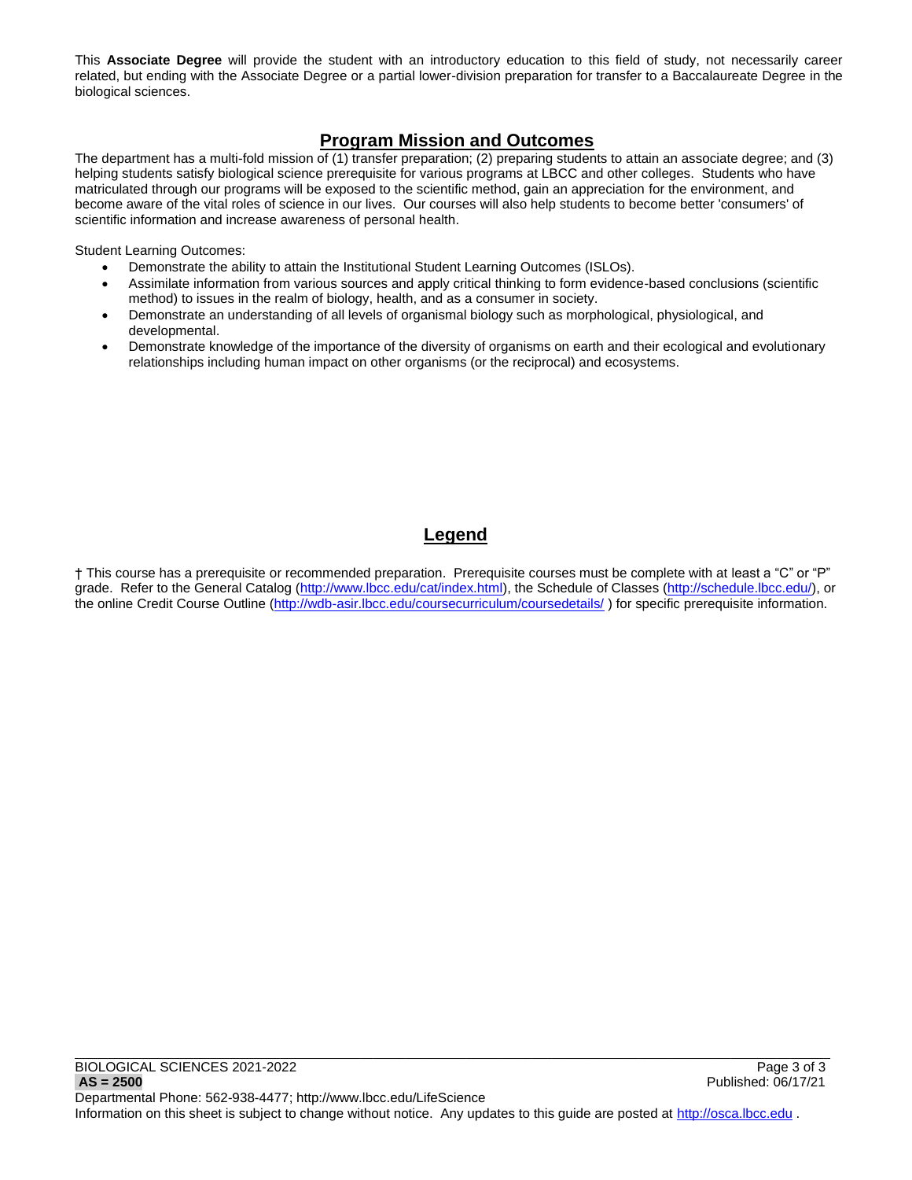This **Associate Degree** will provide the student with an introductory education to this field of study, not necessarily career related, but ending with the Associate Degree or a partial lower-division preparation for transfer to a Baccalaureate Degree in the biological sciences.

## Program Mission and Outcomes

The department has a multi-fold mission of (1) transfer preparation; (2) preparing students to attain an associate degree; and (3) helping students satisfy biological science prerequisite for various programs at LBCC and other colleges. Students who have matriculated through our programs will be exposed to the scientific method, gain an appreciation for the environment, and become aware of the vital roles of science in our lives. Our courses will also help students to become better 'consumers' of scientific information and increase awareness of personal health.

Student Learning Outcomes:

- Demonstrate the ability to attain the Institutional Student Learning Outcomes (ISLOs).
- Assimilate information from various sources and apply critical thinking to form evidence-based conclusions (scientific method) to issues in the realm of biology, health, and as a consumer in society.
- Demonstrate an understanding of all levels of organismal biology such as morphological, physiological, and developmental.
- Demonstrate knowledge of the importance of the diversity of organisms on earth and their ecological and evolutionary relationships including human impact on other organisms (or the reciprocal) and ecosystems.

## Legend

† This course has a prerequisite or recommended preparation. Prerequisite courses must be complete with at least a "C" or "P" grade. Refer to the General Catalog (http://www.lbcc.edu/cat/index.html), the Schedule of Classes (http://schedule.lbcc.edu/), or the online Credit Course Outline (http://wdb-asir.lbcc.edu/coursecurriculum/coursedetails/ ) for specific prerequisite information.

BIOLOGICAL SCIENCES 2021-2022
**AS = 2500**
Published: 06/17/21
Departmental Phone: 562-938-4477; http://www.lbcc.edu/LifeScience
Information on this sheet is subject to change without notice. Any updates to this guide are posted at http://osca.lbcc.edu .